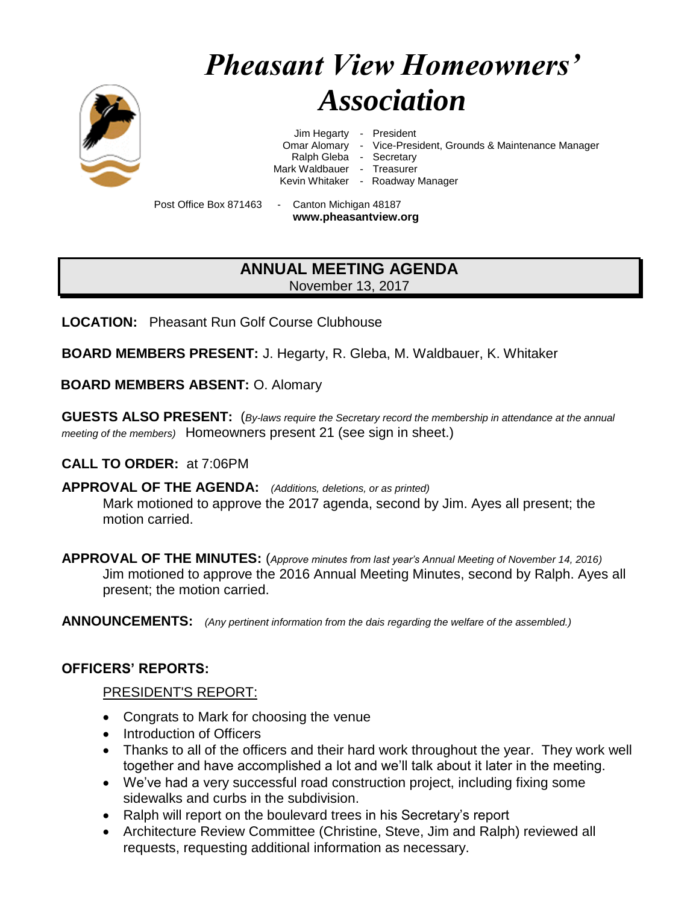# *Pheasant View Homeowners' Association*

Jim Hegarty - President
Omar Alomary - Vice-President, Grounds & Maintenance Manager
Ralph Gleba - Secretary
Mark Waldbauer - Treasurer
Kevin Whitaker - Roadway Manager

Post Office Box 871463 - Canton Michigan 48187
**www.pheasantview.org**

## ANNUAL MEETING AGENDA

November 13, 2017

**LOCATION:** Pheasant Run Golf Course Clubhouse

**BOARD MEMBERS PRESENT:** J. Hegarty, R. Gleba, M. Waldbauer, K. Whitaker

**BOARD MEMBERS ABSENT:** O. Alomary

**GUESTS ALSO PRESENT:** (*By-laws require the Secretary record the membership in attendance at the annual meeting of the members)* Homeowners present 21 (see sign in sheet.)

**CALL TO ORDER:** at 7:06PM

**APPROVAL OF THE AGENDA:** *(Additions, deletions, or as printed)*

Mark motioned to approve the 2017 agenda, second by Jim. Ayes all present; the motion carried.

**APPROVAL OF THE MINUTES:** (*Approve minutes from last year's Annual Meeting of November 14, 2016)*

Jim motioned to approve the 2016 Annual Meeting Minutes, second by Ralph. Ayes all present; the motion carried.

**ANNOUNCEMENTS:** *(Any pertinent information from the dais regarding the welfare of the assembled.)*

**OFFICERS' REPORTS:**

<u>PRESIDENT'S REPORT:</u>

- Congrats to Mark for choosing the venue
- Introduction of Officers
- Thanks to all of the officers and their hard work throughout the year. They work well together and have accomplished a lot and we'll talk about it later in the meeting.
- We've had a very successful road construction project, including fixing some sidewalks and curbs in the subdivision.
- Ralph will report on the boulevard trees in his Secretary's report
- Architecture Review Committee (Christine, Steve, Jim and Ralph) reviewed all requests, requesting additional information as necessary.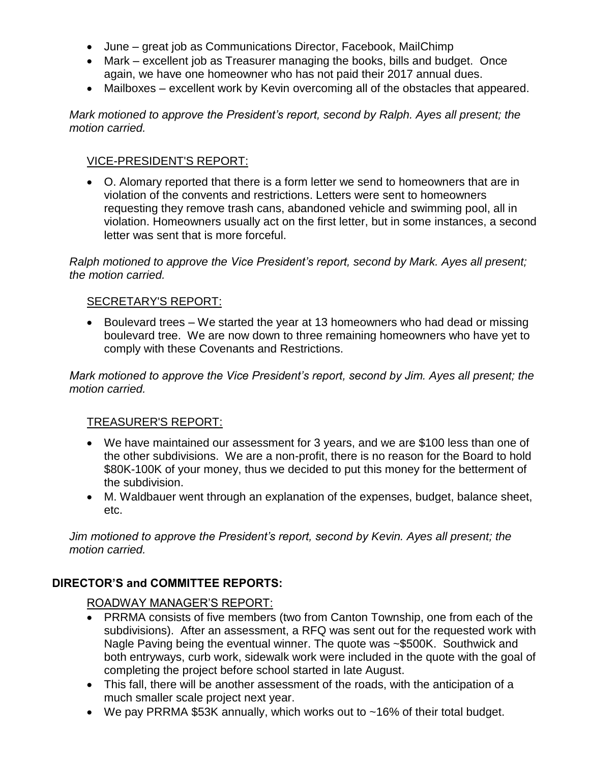- June – great job as Communications Director, Facebook, MailChimp
- Mark – excellent job as Treasurer managing the books, bills and budget. Once again, we have one homeowner who has not paid their 2017 annual dues.
- Mailboxes – excellent work by Kevin overcoming all of the obstacles that appeared.

*Mark motioned to approve the President's report, second by Ralph. Ayes all present; the motion carried.*

VICE-PRESIDENT'S REPORT:

- O. Alomary reported that there is a form letter we send to homeowners that are in violation of the convents and restrictions. Letters were sent to homeowners requesting they remove trash cans, abandoned vehicle and swimming pool, all in violation. Homeowners usually act on the first letter, but in some instances, a second letter was sent that is more forceful.

*Ralph motioned to approve the Vice President's report, second by Mark. Ayes all present; the motion carried.*

SECRETARY'S REPORT:

- Boulevard trees – We started the year at 13 homeowners who had dead or missing boulevard tree. We are now down to three remaining homeowners who have yet to comply with these Covenants and Restrictions.

*Mark motioned to approve the Vice President's report, second by Jim. Ayes all present; the motion carried.*

TREASURER'S REPORT:

- We have maintained our assessment for 3 years, and we are $100 less than one of the other subdivisions. We are a non-profit, there is no reason for the Board to hold $80K-100K of your money, thus we decided to put this money for the betterment of the subdivision.
- M. Waldbauer went through an explanation of the expenses, budget, balance sheet, etc.

*Jim motioned to approve the President's report, second by Kevin. Ayes all present; the motion carried.*

**DIRECTOR'S and COMMITTEE REPORTS:**

ROADWAY MANAGER'S REPORT:

- PRRMA consists of five members (two from Canton Township, one from each of the subdivisions). After an assessment, a RFQ was sent out for the requested work with Nagle Paving being the eventual winner. The quote was ~$500K. Southwick and both entryways, curb work, sidewalk work were included in the quote with the goal of completing the project before school started in late August.
- This fall, there will be another assessment of the roads, with the anticipation of a much smaller scale project next year.
- We pay PRRMA $53K annually, which works out to ~16% of their total budget.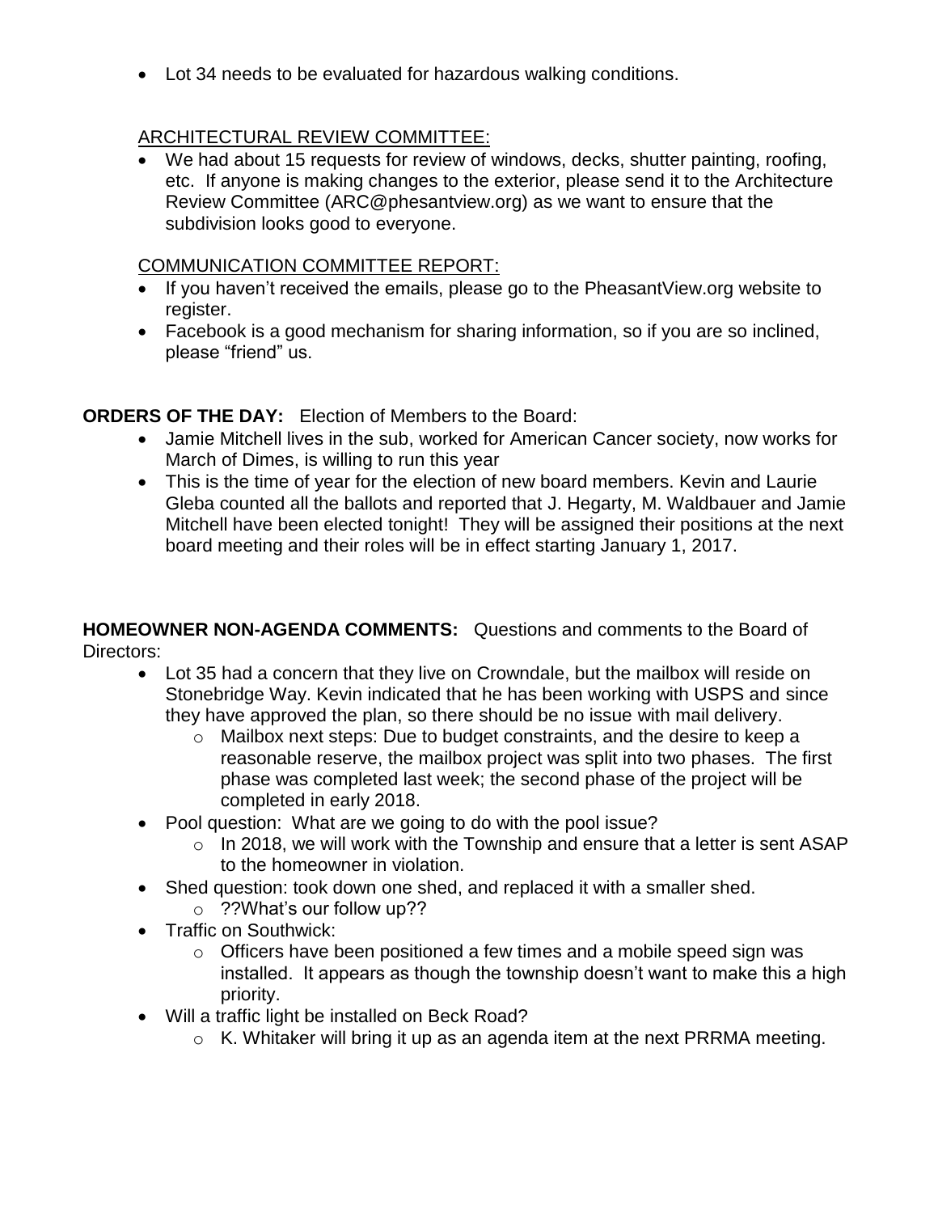- Lot 34 needs to be evaluated for hazardous walking conditions.

<u>ARCHITECTURAL REVIEW COMMITTEE:</u>

- We had about 15 requests for review of windows, decks, shutter painting, roofing, etc. If anyone is making changes to the exterior, please send it to the Architecture Review Committee (ARC@phesantview.org) as we want to ensure that the subdivision looks good to everyone.

<u>COMMUNICATION COMMITTEE REPORT:</u>

- If you haven't received the emails, please go to the PheasantView.org website to register.
- Facebook is a good mechanism for sharing information, so if you are so inclined, please "friend" us.

**ORDERS OF THE DAY:** Election of Members to the Board:

- Jamie Mitchell lives in the sub, worked for American Cancer society, now works for March of Dimes, is willing to run this year
- This is the time of year for the election of new board members. Kevin and Laurie Gleba counted all the ballots and reported that J. Hegarty, M. Waldbauer and Jamie Mitchell have been elected tonight! They will be assigned their positions at the next board meeting and their roles will be in effect starting January 1, 2017.

**HOMEOWNER NON-AGENDA COMMENTS:** Questions and comments to the Board of Directors:

- Lot 35 had a concern that they live on Crowndale, but the mailbox will reside on Stonebridge Way. Kevin indicated that he has been working with USPS and since they have approved the plan, so there should be no issue with mail delivery.
  - Mailbox next steps: Due to budget constraints, and the desire to keep a reasonable reserve, the mailbox project was split into two phases. The first phase was completed last week; the second phase of the project will be completed in early 2018.
- Pool question: What are we going to do with the pool issue?
  - In 2018, we will work with the Township and ensure that a letter is sent ASAP to the homeowner in violation.
- Shed question: took down one shed, and replaced it with a smaller shed.
  - ??What's our follow up??
- Traffic on Southwick:
  - Officers have been positioned a few times and a mobile speed sign was installed. It appears as though the township doesn't want to make this a high priority.
- Will a traffic light be installed on Beck Road?
  - K. Whitaker will bring it up as an agenda item at the next PRRMA meeting.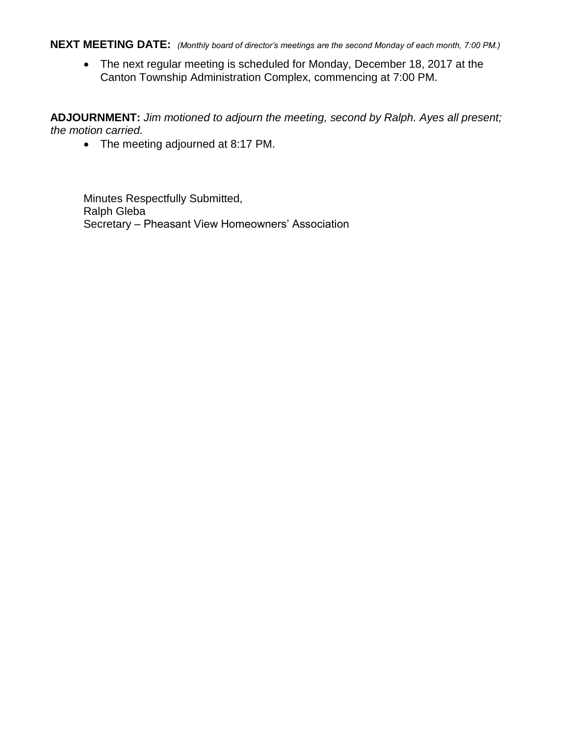**NEXT MEETING DATE:** *(Monthly board of director's meetings are the second Monday of each month, 7:00 PM.)*

- The next regular meeting is scheduled for Monday, December 18, 2017 at the Canton Township Administration Complex, commencing at 7:00 PM.

**ADJOURNMENT:** *Jim motioned to adjourn the meeting, second by Ralph. Ayes all present; the motion carried.*

- The meeting adjourned at 8:17 PM.

Minutes Respectfully Submitted,
Ralph Gleba
Secretary – Pheasant View Homeowners' Association